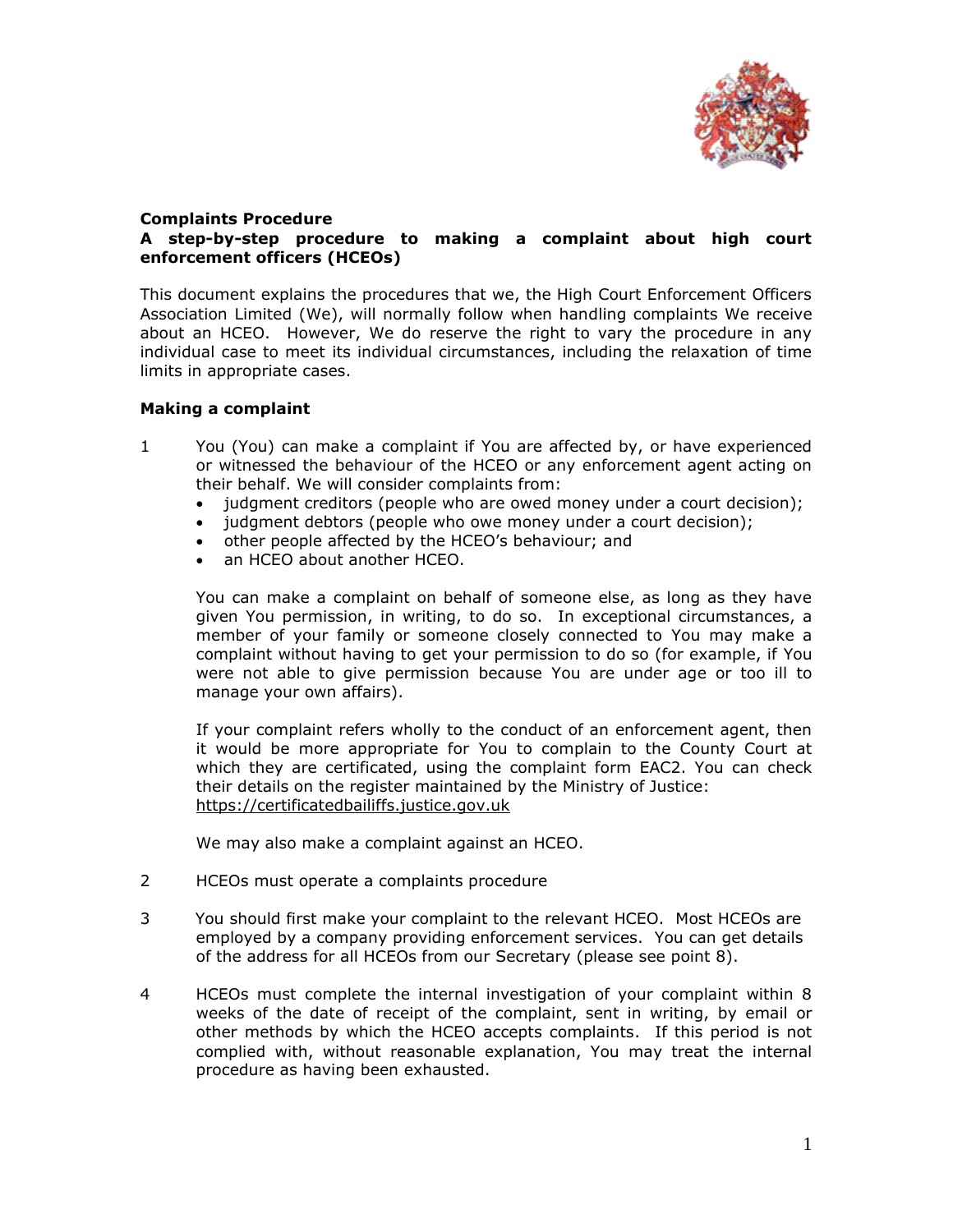**Complaints Procedure**
**A step-by-step procedure to making a complaint about high court enforcement officers (HCEOs)**

This document explains the procedures that we, the High Court Enforcement Officers Association Limited (We), will normally follow when handling complaints We receive about an HCEO. However, We do reserve the right to vary the procedure in any individual case to meet its individual circumstances, including the relaxation of time limits in appropriate cases.

**Making a complaint**

1 You (You) can make a complaint if You are affected by, or have experienced or witnessed the behaviour of the HCEO or any enforcement agent acting on their behalf. We will consider complaints from:
   - judgment creditors (people who are owed money under a court decision);
   - judgment debtors (people who owe money under a court decision);
   - other people affected by the HCEO's behaviour; and
   - an HCEO about another HCEO.

   You can make a complaint on behalf of someone else, as long as they have given You permission, in writing, to do so. In exceptional circumstances, a member of your family or someone closely connected to You may make a complaint without having to get your permission to do so (for example, if You were not able to give permission because You are under age or too ill to manage your own affairs).

   If your complaint refers wholly to the conduct of an enforcement agent, then it would be more appropriate for You to complain to the County Court at which they are certificated, using the complaint form EAC2. You can check their details on the register maintained by the Ministry of Justice: https://certificatedbailiffs.justice.gov.uk

   We may also make a complaint against an HCEO.

2 HCEOs must operate a complaints procedure

3 You should first make your complaint to the relevant HCEO. Most HCEOs are employed by a company providing enforcement services. You can get details of the address for all HCEOs from our Secretary (please see point 8).

4 HCEOs must complete the internal investigation of your complaint within 8 weeks of the date of receipt of the complaint, sent in writing, by email or other methods by which the HCEO accepts complaints. If this period is not complied with, without reasonable explanation, You may treat the internal procedure as having been exhausted.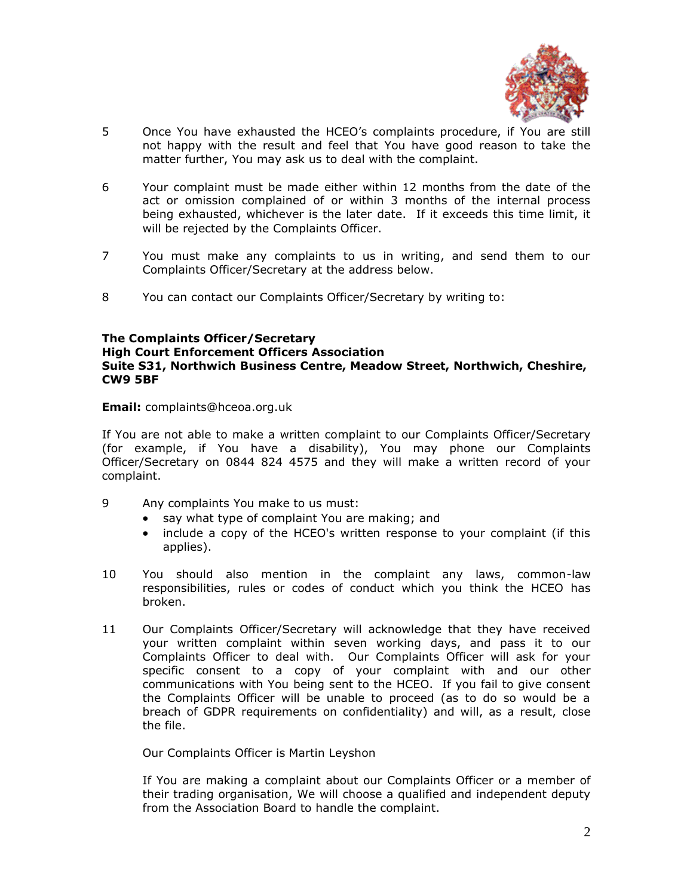5 Once You have exhausted the HCEO's complaints procedure, if You are still not happy with the result and feel that You have good reason to take the matter further, You may ask us to deal with the complaint.

6 Your complaint must be made either within 12 months from the date of the act or omission complained of or within 3 months of the internal process being exhausted, whichever is the later date. If it exceeds this time limit, it will be rejected by the Complaints Officer.

7 You must make any complaints to us in writing, and send them to our Complaints Officer/Secretary at the address below.

8 You can contact our Complaints Officer/Secretary by writing to:

**The Complaints Officer/Secretary**
**High Court Enforcement Officers Association**
**Suite S31, Northwich Business Centre, Meadow Street, Northwich, Cheshire, CW9 5BF**

**Email:** complaints@hceoa.org.uk

If You are not able to make a written complaint to our Complaints Officer/Secretary (for example, if You have a disability), You may phone our Complaints Officer/Secretary on 0844 824 4575 and they will make a written record of your complaint.

9 Any complaints You make to us must:
- say what type of complaint You are making; and
- include a copy of the HCEO's written response to your complaint (if this applies).

10 You should also mention in the complaint any laws, common-law responsibilities, rules or codes of conduct which you think the HCEO has broken.

11 Our Complaints Officer/Secretary will acknowledge that they have received your written complaint within seven working days, and pass it to our Complaints Officer to deal with. Our Complaints Officer will ask for your specific consent to a copy of your complaint with and our other communications with You being sent to the HCEO. If you fail to give consent the Complaints Officer will be unable to proceed (as to do so would be a breach of GDPR requirements on confidentiality) and will, as a result, close the file.

Our Complaints Officer is Martin Leyshon

If You are making a complaint about our Complaints Officer or a member of their trading organisation, We will choose a qualified and independent deputy from the Association Board to handle the complaint.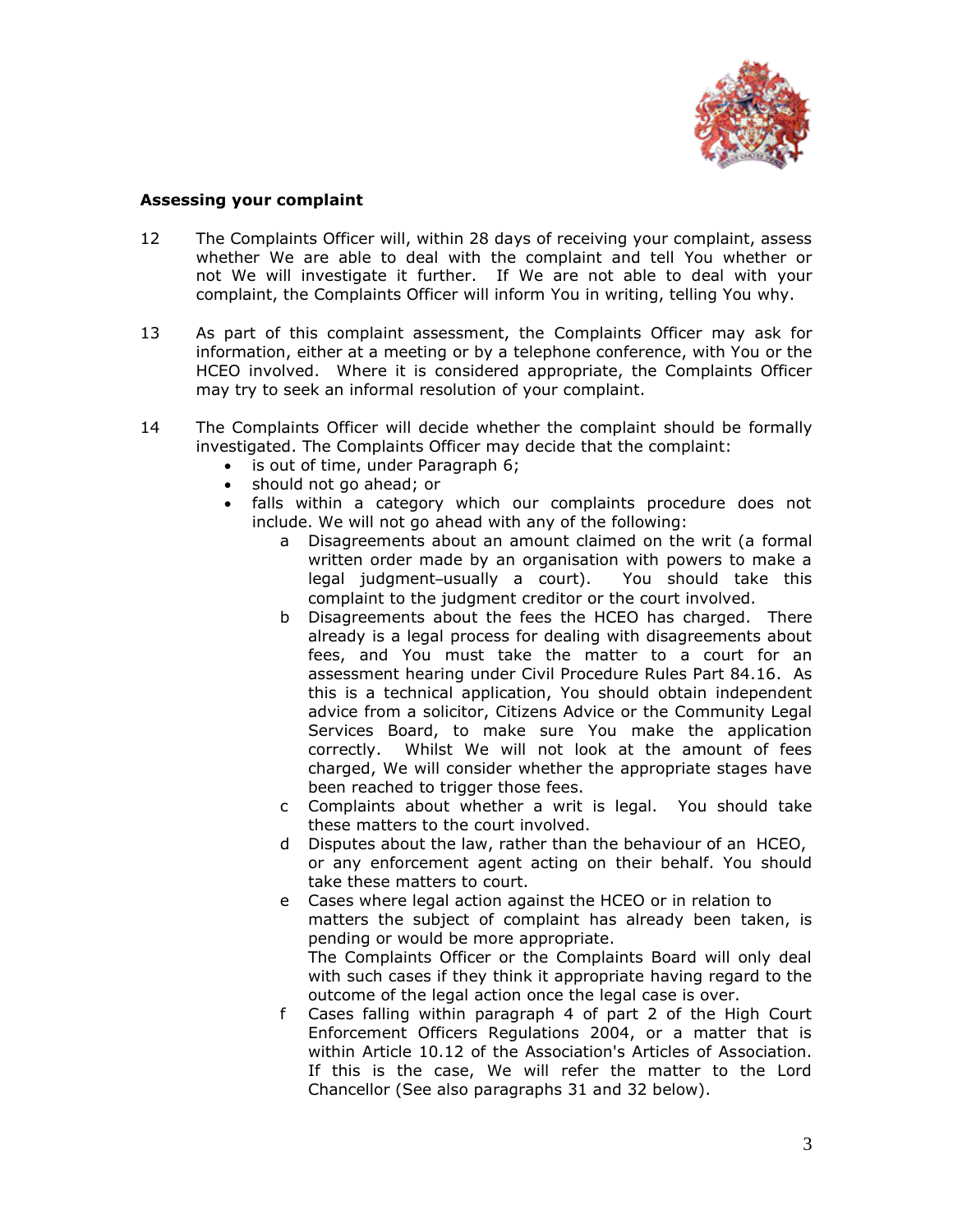### Assessing your complaint

12 The Complaints Officer will, within 28 days of receiving your complaint, assess whether We are able to deal with the complaint and tell You whether or not We will investigate it further. If We are not able to deal with your complaint, the Complaints Officer will inform You in writing, telling You why.

13 As part of this complaint assessment, the Complaints Officer may ask for information, either at a meeting or by a telephone conference, with You or the HCEO involved. Where it is considered appropriate, the Complaints Officer may try to seek an informal resolution of your complaint.

14 The Complaints Officer will decide whether the complaint should be formally investigated. The Complaints Officer may decide that the complaint:

- is out of time, under Paragraph 6;
- should not go ahead; or
- falls within a category which our complaints procedure does not include. We will not go ahead with any of the following:
  - a Disagreements about an amount claimed on the writ (a formal written order made by an organisation with powers to make a legal judgment–usually a court). You should take this complaint to the judgment creditor or the court involved.
  - b Disagreements about the fees the HCEO has charged. There already is a legal process for dealing with disagreements about fees, and You must take the matter to a court for an assessment hearing under Civil Procedure Rules Part 84.16. As this is a technical application, You should obtain independent advice from a solicitor, Citizens Advice or the Community Legal Services Board, to make sure You make the application correctly. Whilst We will not look at the amount of fees charged, We will consider whether the appropriate stages have been reached to trigger those fees.
  - c Complaints about whether a writ is legal. You should take these matters to the court involved.
  - d Disputes about the law, rather than the behaviour of an HCEO, or any enforcement agent acting on their behalf. You should take these matters to court.
  - e Cases where legal action against the HCEO or in relation to matters the subject of complaint has already been taken, is pending or would be more appropriate.  
    The Complaints Officer or the Complaints Board will only deal with such cases if they think it appropriate having regard to the outcome of the legal action once the legal case is over.
  - f Cases falling within paragraph 4 of part 2 of the High Court Enforcement Officers Regulations 2004, or a matter that is within Article 10.12 of the Association's Articles of Association. If this is the case, We will refer the matter to the Lord Chancellor (See also paragraphs 31 and 32 below).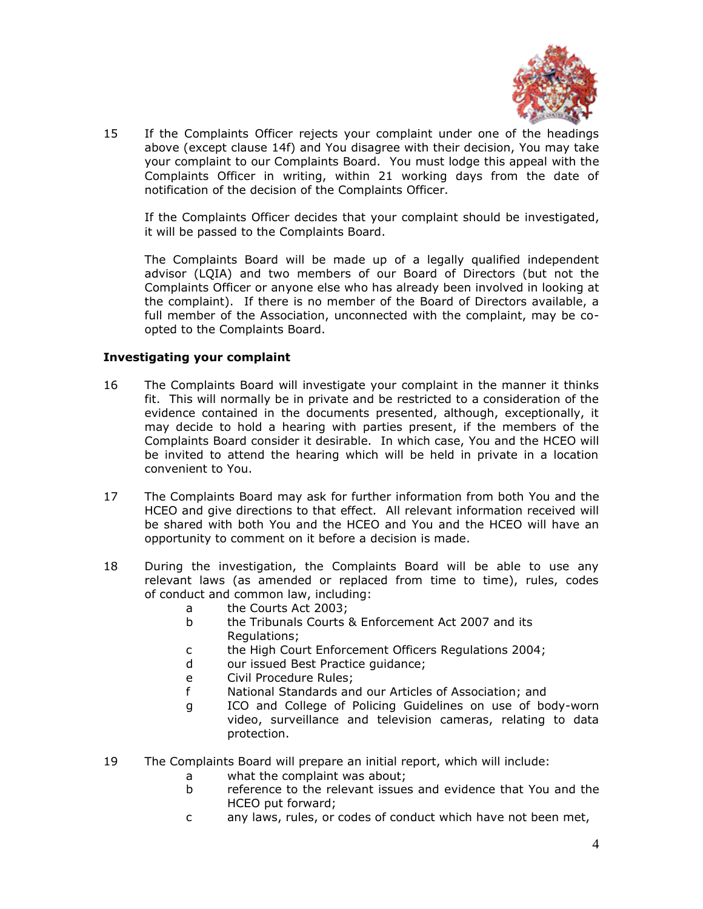15 If the Complaints Officer rejects your complaint under one of the headings above (except clause 14f) and You disagree with their decision, You may take your complaint to our Complaints Board. You must lodge this appeal with the Complaints Officer in writing, within 21 working days from the date of notification of the decision of the Complaints Officer.

If the Complaints Officer decides that your complaint should be investigated, it will be passed to the Complaints Board.

The Complaints Board will be made up of a legally qualified independent advisor (LQIA) and two members of our Board of Directors (but not the Complaints Officer or anyone else who has already been involved in looking at the complaint). If there is no member of the Board of Directors available, a full member of the Association, unconnected with the complaint, may be co-opted to the Complaints Board.

**Investigating your complaint**

16 The Complaints Board will investigate your complaint in the manner it thinks fit. This will normally be in private and be restricted to a consideration of the evidence contained in the documents presented, although, exceptionally, it may decide to hold a hearing with parties present, if the members of the Complaints Board consider it desirable. In which case, You and the HCEO will be invited to attend the hearing which will be held in private in a location convenient to You.

17 The Complaints Board may ask for further information from both You and the HCEO and give directions to that effect. All relevant information received will be shared with both You and the HCEO and You and the HCEO will have an opportunity to comment on it before a decision is made.

18 During the investigation, the Complaints Board will be able to use any relevant laws (as amended or replaced from time to time), rules, codes of conduct and common law, including:

- a the Courts Act 2003;
- b the Tribunals Courts & Enforcement Act 2007 and its Regulations;
- c the High Court Enforcement Officers Regulations 2004;
- d our issued Best Practice guidance;
- e Civil Procedure Rules;
- f National Standards and our Articles of Association; and
- g ICO and College of Policing Guidelines on use of body-worn video, surveillance and television cameras, relating to data protection.

19 The Complaints Board will prepare an initial report, which will include:

- a what the complaint was about;
- b reference to the relevant issues and evidence that You and the HCEO put forward;
- c any laws, rules, or codes of conduct which have not been met,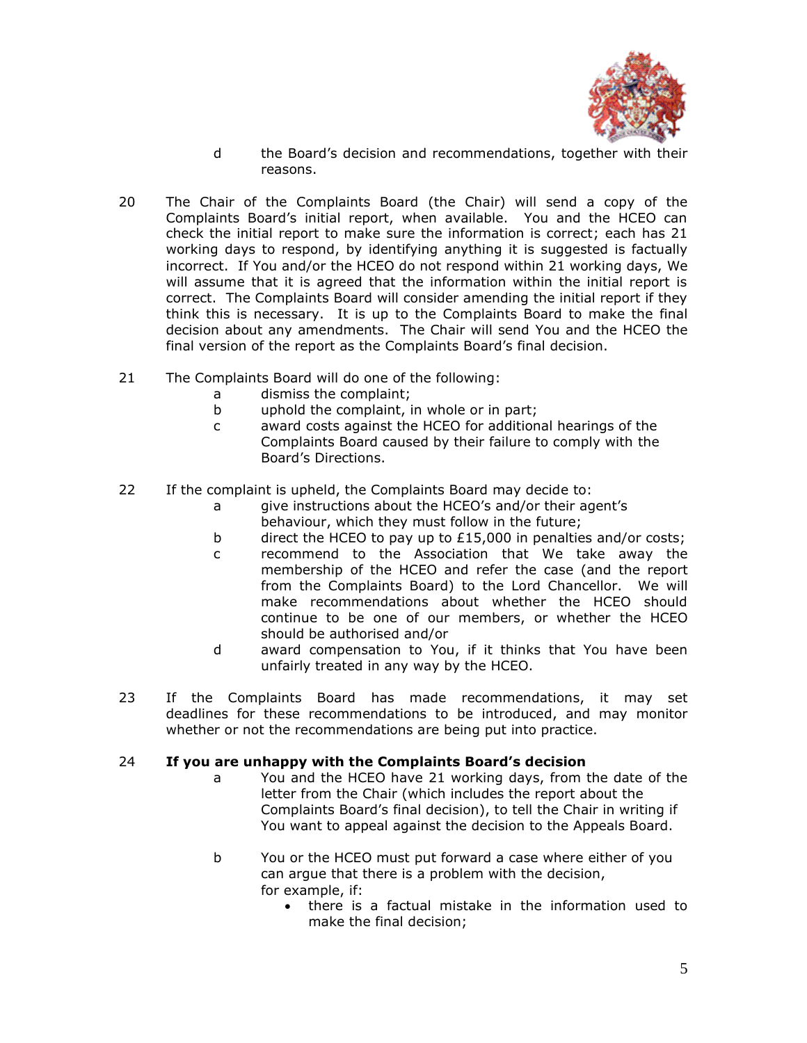d the Board's decision and recommendations, together with their reasons.

20 The Chair of the Complaints Board (the Chair) will send a copy of the Complaints Board's initial report, when available. You and the HCEO can check the initial report to make sure the information is correct; each has 21 working days to respond, by identifying anything it is suggested is factually incorrect. If You and/or the HCEO do not respond within 21 working days, We will assume that it is agreed that the information within the initial report is correct. The Complaints Board will consider amending the initial report if they think this is necessary. It is up to the Complaints Board to make the final decision about any amendments. The Chair will send You and the HCEO the final version of the report as the Complaints Board's final decision.

21 The Complaints Board will do one of the following:

- a dismiss the complaint;
- b uphold the complaint, in whole or in part;
- c award costs against the HCEO for additional hearings of the Complaints Board caused by their failure to comply with the Board's Directions.

22 If the complaint is upheld, the Complaints Board may decide to:

- a give instructions about the HCEO's and/or their agent's behaviour, which they must follow in the future;
- b direct the HCEO to pay up to £15,000 in penalties and/or costs;
- c recommend to the Association that We take away the membership of the HCEO and refer the case (and the report from the Complaints Board) to the Lord Chancellor. We will make recommendations about whether the HCEO should continue to be one of our members, or whether the HCEO should be authorised and/or
- d award compensation to You, if it thinks that You have been unfairly treated in any way by the HCEO.

23 If the Complaints Board has made recommendations, it may set deadlines for these recommendations to be introduced, and may monitor whether or not the recommendations are being put into practice.

24 **If you are unhappy with the Complaints Board's decision**

- a You and the HCEO have 21 working days, from the date of the letter from the Chair (which includes the report about the Complaints Board's final decision), to tell the Chair in writing if You want to appeal against the decision to the Appeals Board.
- b You or the HCEO must put forward a case where either of you can argue that there is a problem with the decision, for example, if:
  - there is a factual mistake in the information used to make the final decision;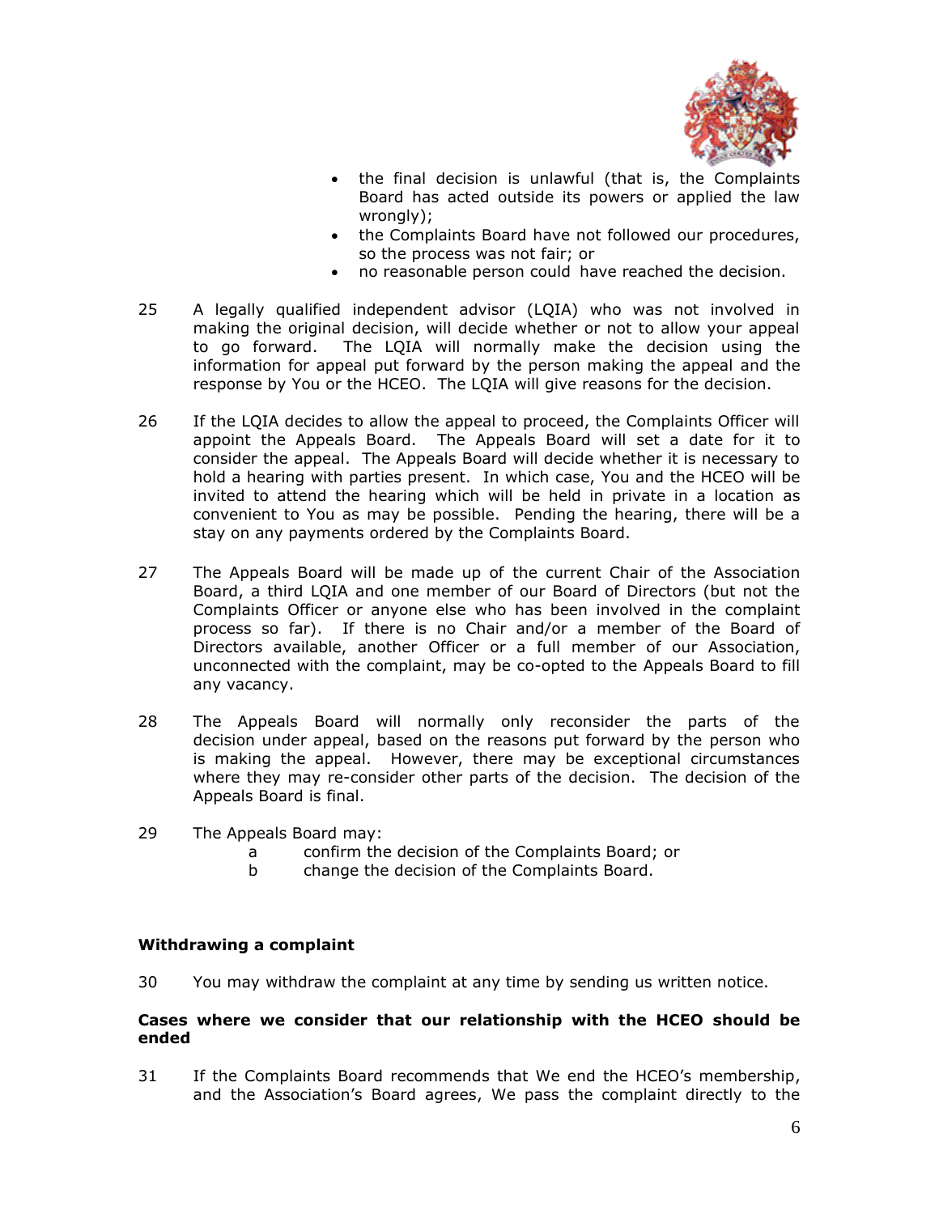- the final decision is unlawful (that is, the Complaints Board has acted outside its powers or applied the law wrongly);
- the Complaints Board have not followed our procedures, so the process was not fair; or
- no reasonable person could have reached the decision.

25 A legally qualified independent advisor (LQIA) who was not involved in making the original decision, will decide whether or not to allow your appeal to go forward. The LQIA will normally make the decision using the information for appeal put forward by the person making the appeal and the response by You or the HCEO. The LQIA will give reasons for the decision.

26 If the LQIA decides to allow the appeal to proceed, the Complaints Officer will appoint the Appeals Board. The Appeals Board will set a date for it to consider the appeal. The Appeals Board will decide whether it is necessary to hold a hearing with parties present. In which case, You and the HCEO will be invited to attend the hearing which will be held in private in a location as convenient to You as may be possible. Pending the hearing, there will be a stay on any payments ordered by the Complaints Board.

27 The Appeals Board will be made up of the current Chair of the Association Board, a third LQIA and one member of our Board of Directors (but not the Complaints Officer or anyone else who has been involved in the complaint process so far). If there is no Chair and/or a member of the Board of Directors available, another Officer or a full member of our Association, unconnected with the complaint, may be co-opted to the Appeals Board to fill any vacancy.

28 The Appeals Board will normally only reconsider the parts of the decision under appeal, based on the reasons put forward by the person who is making the appeal. However, there may be exceptional circumstances where they may re-consider other parts of the decision. The decision of the Appeals Board is final.

29 The Appeals Board may:

a confirm the decision of the Complaints Board; or

b change the decision of the Complaints Board.

**Withdrawing a complaint**

30 You may withdraw the complaint at any time by sending us written notice.

**Cases where we consider that our relationship with the HCEO should be ended**

31 If the Complaints Board recommends that We end the HCEO's membership, and the Association's Board agrees, We pass the complaint directly to the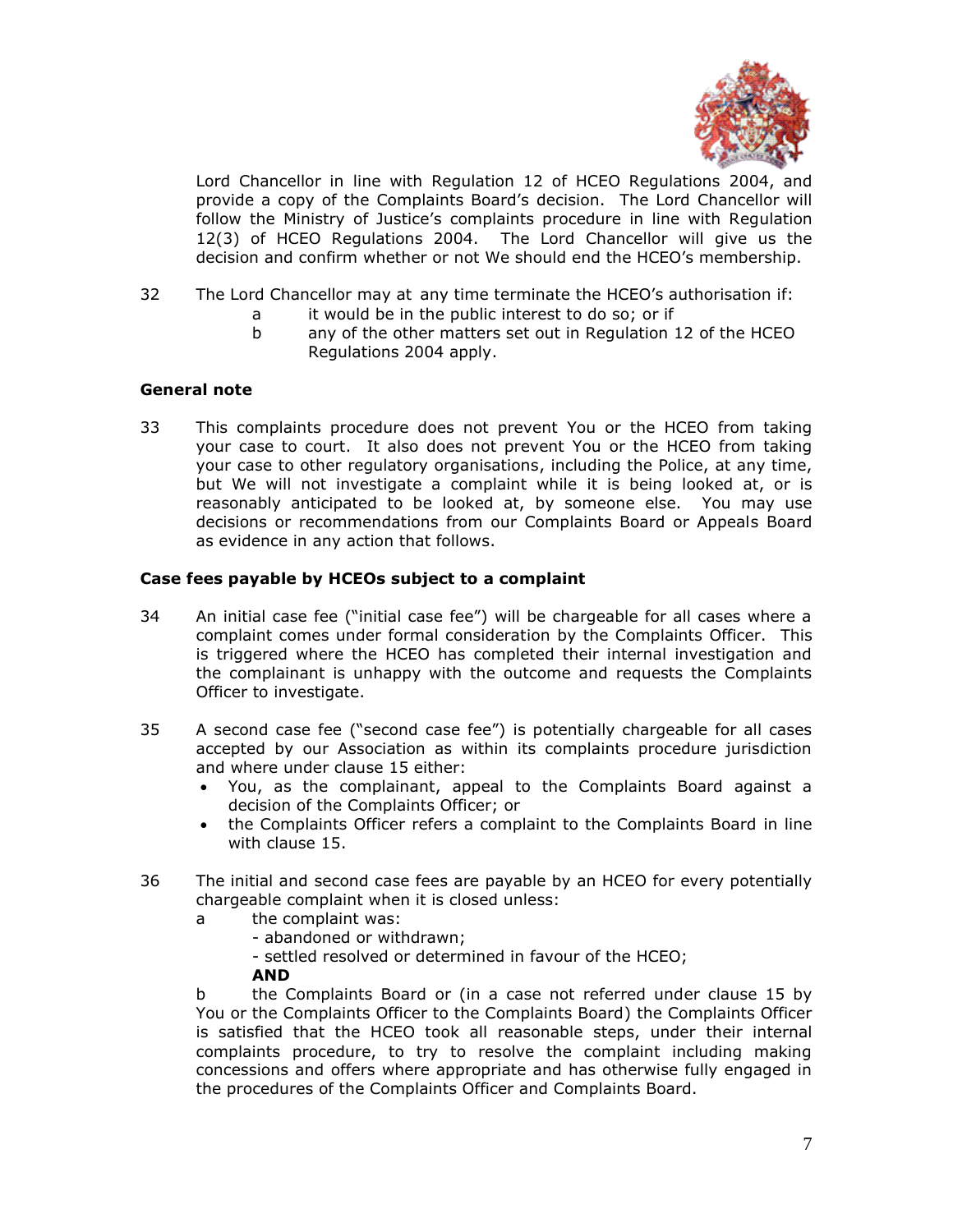Lord Chancellor in line with Regulation 12 of HCEO Regulations 2004, and provide a copy of the Complaints Board's decision. The Lord Chancellor will follow the Ministry of Justice's complaints procedure in line with Regulation 12(3) of HCEO Regulations 2004. The Lord Chancellor will give us the decision and confirm whether or not We should end the HCEO's membership.

32 The Lord Chancellor may at any time terminate the HCEO's authorisation if:
   a it would be in the public interest to do so; or if
   b any of the other matters set out in Regulation 12 of the HCEO Regulations 2004 apply.

**General note**

33 This complaints procedure does not prevent You or the HCEO from taking your case to court. It also does not prevent You or the HCEO from taking your case to other regulatory organisations, including the Police, at any time, but We will not investigate a complaint while it is being looked at, or is reasonably anticipated to be looked at, by someone else. You may use decisions or recommendations from our Complaints Board or Appeals Board as evidence in any action that follows.

**Case fees payable by HCEOs subject to a complaint**

34 An initial case fee ("initial case fee") will be chargeable for all cases where a complaint comes under formal consideration by the Complaints Officer. This is triggered where the HCEO has completed their internal investigation and the complainant is unhappy with the outcome and requests the Complaints Officer to investigate.

35 A second case fee ("second case fee") is potentially chargeable for all cases accepted by our Association as within its complaints procedure jurisdiction and where under clause 15 either:
- You, as the complainant, appeal to the Complaints Board against a decision of the Complaints Officer; or
- the Complaints Officer refers a complaint to the Complaints Board in line with clause 15.

36 The initial and second case fees are payable by an HCEO for every potentially chargeable complaint when it is closed unless:
   a the complaint was:
      - abandoned or withdrawn;
      - settled resolved or determined in favour of the HCEO;
      **AND**
   b the Complaints Board or (in a case not referred under clause 15 by You or the Complaints Officer to the Complaints Board) the Complaints Officer is satisfied that the HCEO took all reasonable steps, under their internal complaints procedure, to try to resolve the complaint including making concessions and offers where appropriate and has otherwise fully engaged in the procedures of the Complaints Officer and Complaints Board.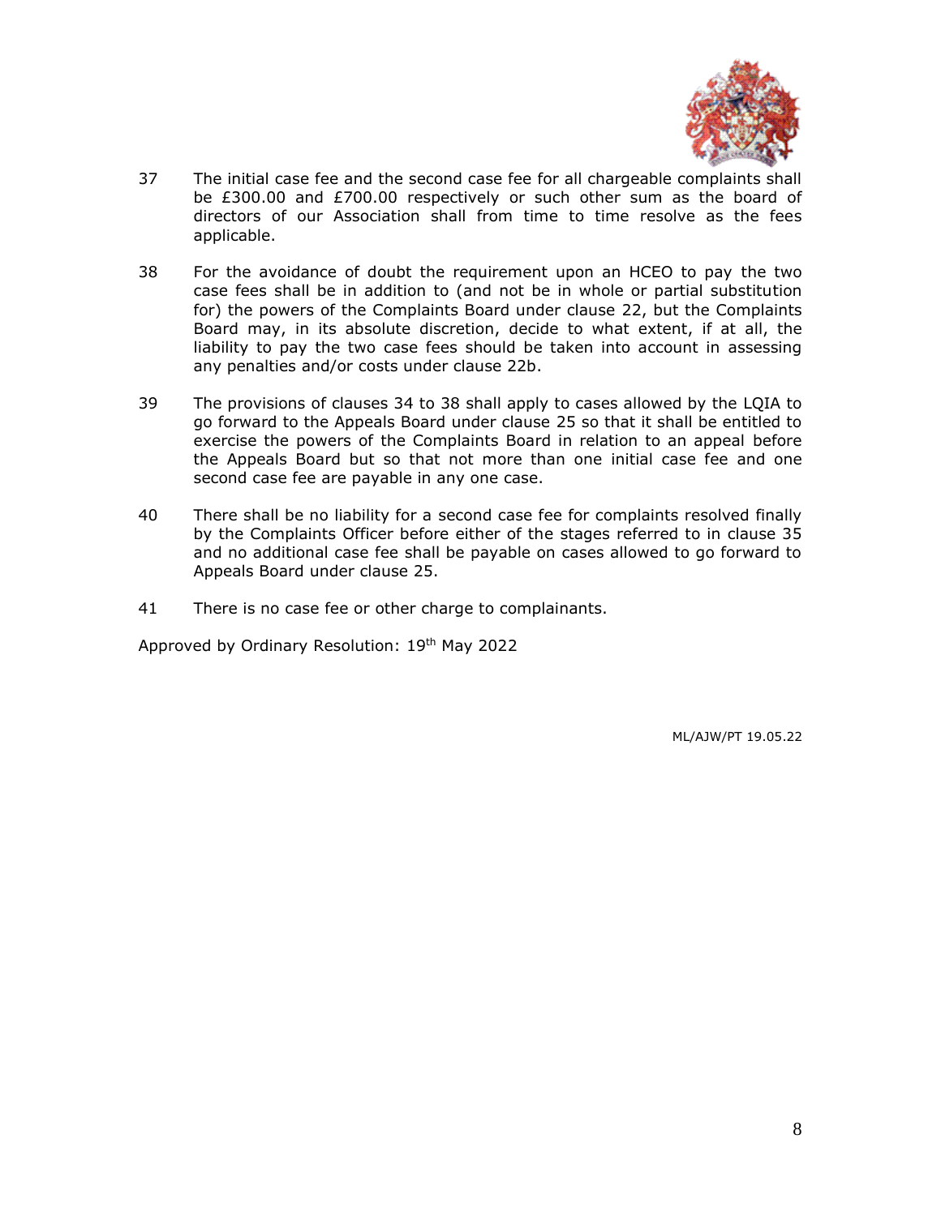37 The initial case fee and the second case fee for all chargeable complaints shall be £300.00 and £700.00 respectively or such other sum as the board of directors of our Association shall from time to time resolve as the fees applicable.

38 For the avoidance of doubt the requirement upon an HCEO to pay the two case fees shall be in addition to (and not be in whole or partial substitution for) the powers of the Complaints Board under clause 22, but the Complaints Board may, in its absolute discretion, decide to what extent, if at all, the liability to pay the two case fees should be taken into account in assessing any penalties and/or costs under clause 22b.

39 The provisions of clauses 34 to 38 shall apply to cases allowed by the LQIA to go forward to the Appeals Board under clause 25 so that it shall be entitled to exercise the powers of the Complaints Board in relation to an appeal before the Appeals Board but so that not more than one initial case fee and one second case fee are payable in any one case.

40 There shall be no liability for a second case fee for complaints resolved finally by the Complaints Officer before either of the stages referred to in clause 35 and no additional case fee shall be payable on cases allowed to go forward to Appeals Board under clause 25.

41 There is no case fee or other charge to complainants.

Approved by Ordinary Resolution: 19th May 2022

ML/AJW/PT 19.05.22